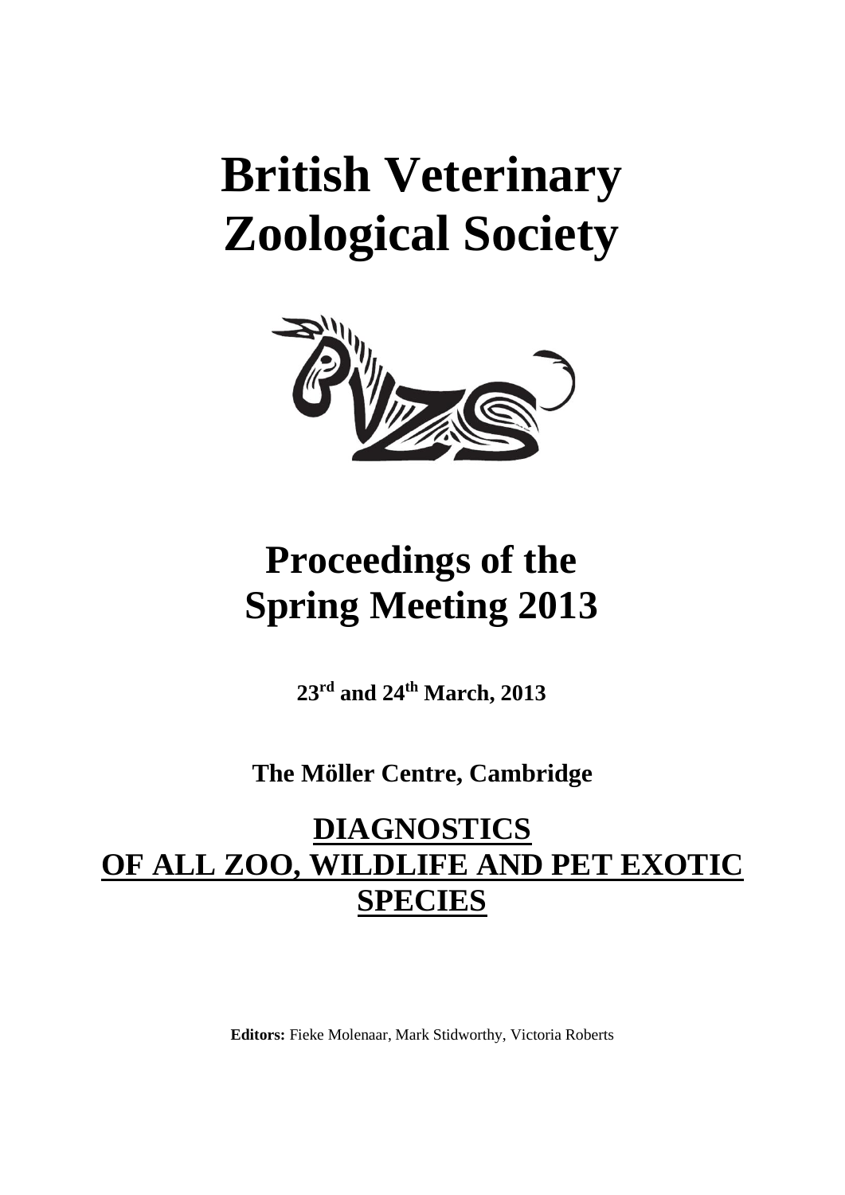# British Veterinary Zoological Society

# Proceedings of the Spring Meeting 2013

**23rd and 24th March, 2013**

**The Möller Centre, Cambridge**

## DIAGNOSTICS OF ALL ZOO, WILDLIFE AND PET EXOTIC SPECIES

**Editors:** Fieke Molenaar, Mark Stidworthy, Victoria Roberts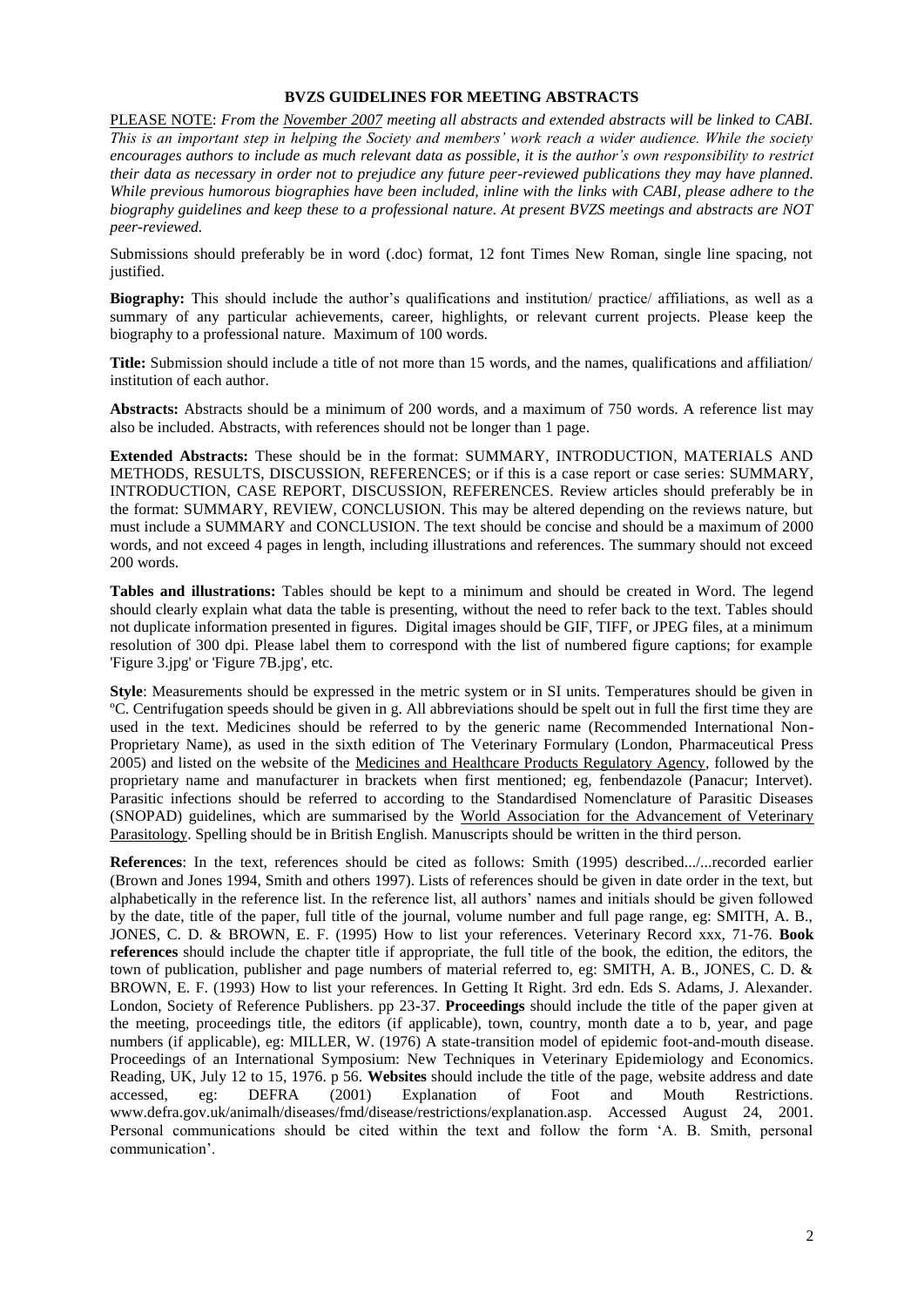# BVZS GUIDELINES FOR MEETING ABSTRACTS

PLEASE NOTE: *From the November 2007 meeting all abstracts and extended abstracts will be linked to CABI. This is an important step in helping the Society and members' work reach a wider audience. While the society encourages authors to include as much relevant data as possible, it is the author's own responsibility to restrict their data as necessary in order not to prejudice any future peer-reviewed publications they may have planned. While previous humorous biographies have been included, inline with the links with CABI, please adhere to the biography guidelines and keep these to a professional nature. At present BVZS meetings and abstracts are NOT peer-reviewed.*

Submissions should preferably be in word (.doc) format, 12 font Times New Roman, single line spacing, not justified.

**Biography:** This should include the author's qualifications and institution/ practice/ affiliations, as well as a summary of any particular achievements, career, highlights, or relevant current projects. Please keep the biography to a professional nature. Maximum of 100 words.

**Title:** Submission should include a title of not more than 15 words, and the names, qualifications and affiliation/ institution of each author.

**Abstracts:** Abstracts should be a minimum of 200 words, and a maximum of 750 words. A reference list may also be included. Abstracts, with references should not be longer than 1 page.

**Extended Abstracts:** These should be in the format: SUMMARY, INTRODUCTION, MATERIALS AND METHODS, RESULTS, DISCUSSION, REFERENCES; or if this is a case report or case series: SUMMARY, INTRODUCTION, CASE REPORT, DISCUSSION, REFERENCES. Review articles should preferably be in the format: SUMMARY, REVIEW, CONCLUSION. This may be altered depending on the reviews nature, but must include a SUMMARY and CONCLUSION. The text should be concise and should be a maximum of 2000 words, and not exceed 4 pages in length, including illustrations and references. The summary should not exceed 200 words.

**Tables and illustrations:** Tables should be kept to a minimum and should be created in Word. The legend should clearly explain what data the table is presenting, without the need to refer back to the text. Tables should not duplicate information presented in figures. Digital images should be GIF, TIFF, or JPEG files, at a minimum resolution of 300 dpi. Please label them to correspond with the list of numbered figure captions; for example 'Figure 3.jpg' or 'Figure 7B.jpg', etc.

**Style**: Measurements should be expressed in the metric system or in SI units. Temperatures should be given in ºC. Centrifugation speeds should be given in g. All abbreviations should be spelt out in full the first time they are used in the text. Medicines should be referred to by the generic name (Recommended International Non-Proprietary Name), as used in the sixth edition of The Veterinary Formulary (London, Pharmaceutical Press 2005) and listed on the website of the Medicines and Healthcare Products Regulatory Agency, followed by the proprietary name and manufacturer in brackets when first mentioned; eg, fenbendazole (Panacur; Intervet). Parasitic infections should be referred to according to the Standardised Nomenclature of Parasitic Diseases (SNOPAD) guidelines, which are summarised by the World Association for the Advancement of Veterinary Parasitology. Spelling should be in British English. Manuscripts should be written in the third person.

**References**: In the text, references should be cited as follows: Smith (1995) described.../...recorded earlier (Brown and Jones 1994, Smith and others 1997). Lists of references should be given in date order in the text, but alphabetically in the reference list. In the reference list, all authors' names and initials should be given followed by the date, title of the paper, full title of the journal, volume number and full page range, eg: SMITH, A. B., JONES, C. D. & BROWN, E. F. (1995) How to list your references. Veterinary Record xxx, 71-76. **Book references** should include the chapter title if appropriate, the full title of the book, the edition, the editors, the town of publication, publisher and page numbers of material referred to, eg: SMITH, A. B., JONES, C. D. & BROWN, E. F. (1993) How to list your references. In Getting It Right. 3rd edn. Eds S. Adams, J. Alexander. London, Society of Reference Publishers. pp 23-37. **Proceedings** should include the title of the paper given at the meeting, proceedings title, the editors (if applicable), town, country, month date a to b, year, and page numbers (if applicable), eg: MILLER, W. (1976) A state-transition model of epidemic foot-and-mouth disease. Proceedings of an International Symposium: New Techniques in Veterinary Epidemiology and Economics. Reading, UK, July 12 to 15, 1976. p 56. **Websites** should include the title of the page, website address and date accessed, eg: DEFRA (2001) Explanation of Foot and Mouth Restrictions. www.defra.gov.uk/animalh/diseases/fmd/disease/restrictions/explanation.asp. Accessed August 24, 2001. Personal communications should be cited within the text and follow the form 'A. B. Smith, personal communication'.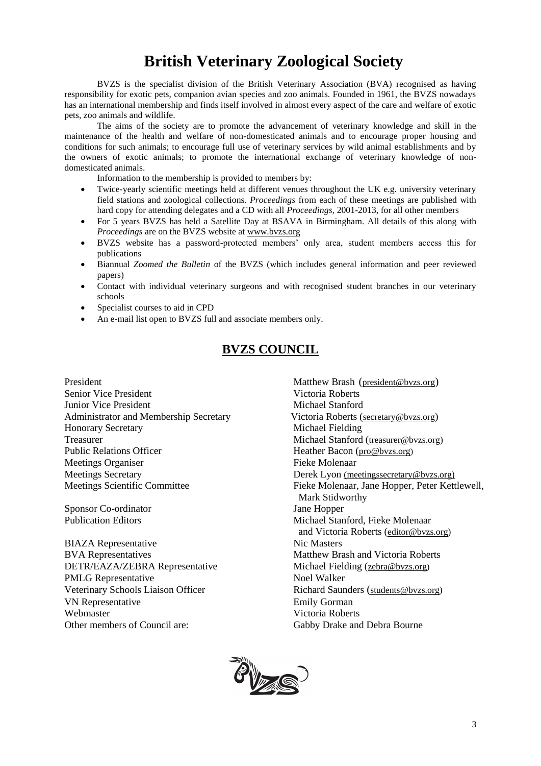# British Veterinary Zoological Society

BVZS is the specialist division of the British Veterinary Association (BVA) recognised as having responsibility for exotic pets, companion avian species and zoo animals. Founded in 1961, the BVZS nowadays has an international membership and finds itself involved in almost every aspect of the care and welfare of exotic pets, zoo animals and wildlife.

The aims of the society are to promote the advancement of veterinary knowledge and skill in the maintenance of the health and welfare of non-domesticated animals and to encourage proper housing and conditions for such animals; to encourage full use of veterinary services by wild animal establishments and by the owners of exotic animals; to promote the international exchange of veterinary knowledge of non-domesticated animals.

Information to the membership is provided to members by:

- Twice-yearly scientific meetings held at different venues throughout the UK e.g. university veterinary field stations and zoological collections. *Proceedings* from each of these meetings are published with hard copy for attending delegates and a CD with all *Proceedings,* 2001-2013, for all other members
- For 5 years BVZS has held a Satellite Day at BSAVA in Birmingham. All details of this along with *Proceedings* are on the BVZS website at www.bvzs.org
- BVZS website has a password-protected members' only area, student members access this for publications
- Biannual *Zoomed the Bulletin* of the BVZS (which includes general information and peer reviewed papers)
- Contact with individual veterinary surgeons and with recognised student branches in our veterinary schools
- Specialist courses to aid in CPD
- An e-mail list open to BVZS full and associate members only.

## BVZS COUNCIL

| | |
|---|---|
| President | Matthew Brash (president@bvzs.org) |
| Senior Vice President | Victoria Roberts |
| Junior Vice President | Michael Stanford |
| Administrator and Membership Secretary | Victoria Roberts (secretary@bvzs.org) |
| Honorary Secretary | Michael Fielding |
| Treasurer | Michael Stanford (treasurer@bvzs.org) |
| Public Relations Officer | Heather Bacon (pro@bvzs.org) |
| Meetings Organiser | Fieke Molenaar |
| Meetings Secretary | Derek Lyon (meetingssecretary@bvzs.org) |
| Meetings Scientific Committee | Fieke Molenaar, Jane Hopper, Peter Kettlewell, Mark Stidworthy |
| Sponsor Co-ordinator | Jane Hopper |
| Publication Editors | Michael Stanford, Fieke Molenaar and Victoria Roberts (editor@bvzs.org) |
| BIAZA Representative | Nic Masters |
| BVA Representatives | Matthew Brash and Victoria Roberts |
| DETR/EAZA/ZEBRA Representative | Michael Fielding (zebra@bvzs.org) |
| PMLG Representative | Noel Walker |
| Veterinary Schools Liaison Officer | Richard Saunders (students@bvzs.org) |
| VN Representative | Emily Gorman |
| Webmaster | Victoria Roberts |
| Other members of Council are: | Gabby Drake and Debra Bourne |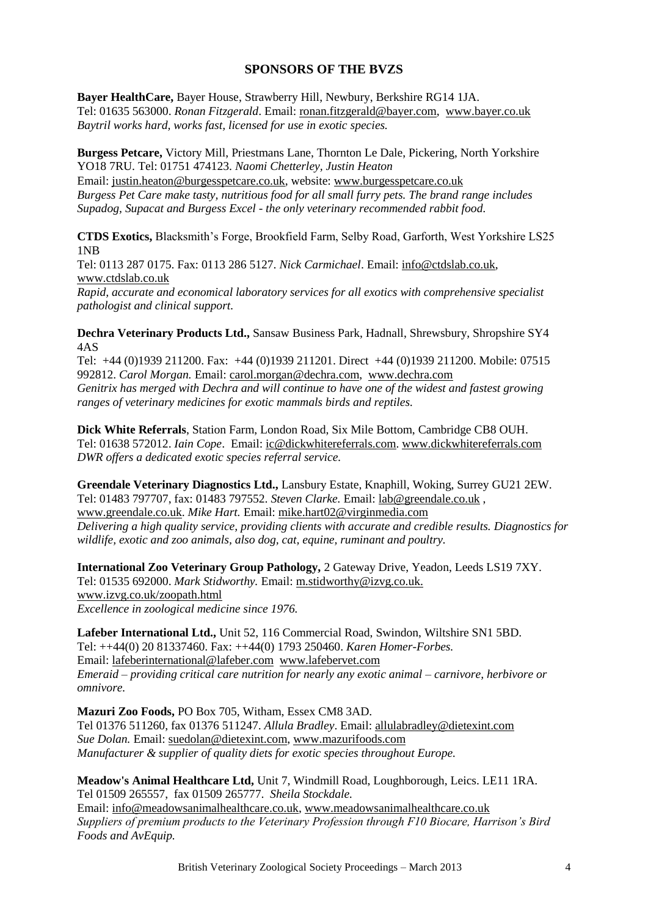## SPONSORS OF THE BVZS

**Bayer HealthCare,** Bayer House, Strawberry Hill, Newbury, Berkshire RG14 1JA.
Tel: 01635 563000. *Ronan Fitzgerald*. Email: ronan.fitzgerald@bayer.com, www.bayer.co.uk
*Baytril works hard, works fast, licensed for use in exotic species.*

**Burgess Petcare,** Victory Mill, Priestmans Lane, Thornton Le Dale, Pickering, North Yorkshire YO18 7RU. Tel: 01751 474123. *Naomi Chetterley, Justin Heaton*
Email: justin.heaton@burgesspetcare.co.uk, website: www.burgesspetcare.co.uk
*Burgess Pet Care make tasty, nutritious food for all small furry pets. The brand range includes Supadog, Supacat and Burgess Excel - the only veterinary recommended rabbit food.*

**CTDS Exotics,** Blacksmith's Forge, Brookfield Farm, Selby Road, Garforth, West Yorkshire LS25 1NB
Tel: 0113 287 0175. Fax: 0113 286 5127. *Nick Carmichael*. Email: info@ctdslab.co.uk, www.ctdslab.co.uk
*Rapid, accurate and economical laboratory services for all exotics with comprehensive specialist pathologist and clinical support.*

**Dechra Veterinary Products Ltd.,** Sansaw Business Park, Hadnall, Shrewsbury, Shropshire SY4 4AS
Tel: +44 (0)1939 211200. Fax: +44 (0)1939 211201. Direct +44 (0)1939 211200. Mobile: 07515 992812. *Carol Morgan.* Email: carol.morgan@dechra.com, www.dechra.com
*Genitrix has merged with Dechra and will continue to have one of the widest and fastest growing ranges of veterinary medicines for exotic mammals birds and reptiles.*

**Dick White Referrals**, Station Farm, London Road, Six Mile Bottom, Cambridge CB8 OUH.
Tel: 01638 572012. *Iain Cope*. Email: ic@dickwhitereferrals.com. www.dickwhitereferrals.com
*DWR offers a dedicated exotic species referral service.*

**Greendale Veterinary Diagnostics Ltd.,** Lansbury Estate, Knaphill, Woking, Surrey GU21 2EW.
Tel: 01483 797707, fax: 01483 797552. *Steven Clarke.* Email: lab@greendale.co.uk , www.greendale.co.uk. *Mike Hart.* Email: mike.hart02@virginmedia.com
*Delivering a high quality service, providing clients with accurate and credible results. Diagnostics for wildlife, exotic and zoo animals, also dog, cat, equine, ruminant and poultry.*

**International Zoo Veterinary Group Pathology,** 2 Gateway Drive, Yeadon, Leeds LS19 7XY.
Tel: 01535 692000. *Mark Stidworthy.* Email: m.stidworthy@izvg.co.uk.
www.izvg.co.uk/zoopath.html
*Excellence in zoological medicine since 1976.*

**Lafeber International Ltd.,** Unit 52, 116 Commercial Road, Swindon, Wiltshire SN1 5BD.
Tel: ++44(0) 20 81337460. Fax: ++44(0) 1793 250460. *Karen Homer-Forbes.*
Email: lafeberinternational@lafeber.com www.lafebervet.com
*Emeraid – providing critical care nutrition for nearly any exotic animal – carnivore, herbivore or omnivore.*

**Mazuri Zoo Foods,** PO Box 705, Witham, Essex CM8 3AD.
Tel 01376 511260, fax 01376 511247. *Allula Bradley*. Email: allulabradley@dietexint.com
*Sue Dolan.* Email: suedolan@dietexint.com, www.mazurifoods.com
*Manufacturer & supplier of quality diets for exotic species throughout Europe.*

**Meadow's Animal Healthcare Ltd,** Unit 7, Windmill Road, Loughborough, Leics. LE11 1RA.
Tel 01509 265557, fax 01509 265777. *Sheila Stockdale.*
Email: info@meadowsanimalhealthcare.co.uk, www.meadowsanimalhealthcare.co.uk
*Suppliers of premium products to the Veterinary Profession through F10 Biocare, Harrison's Bird Foods and AvEquip.*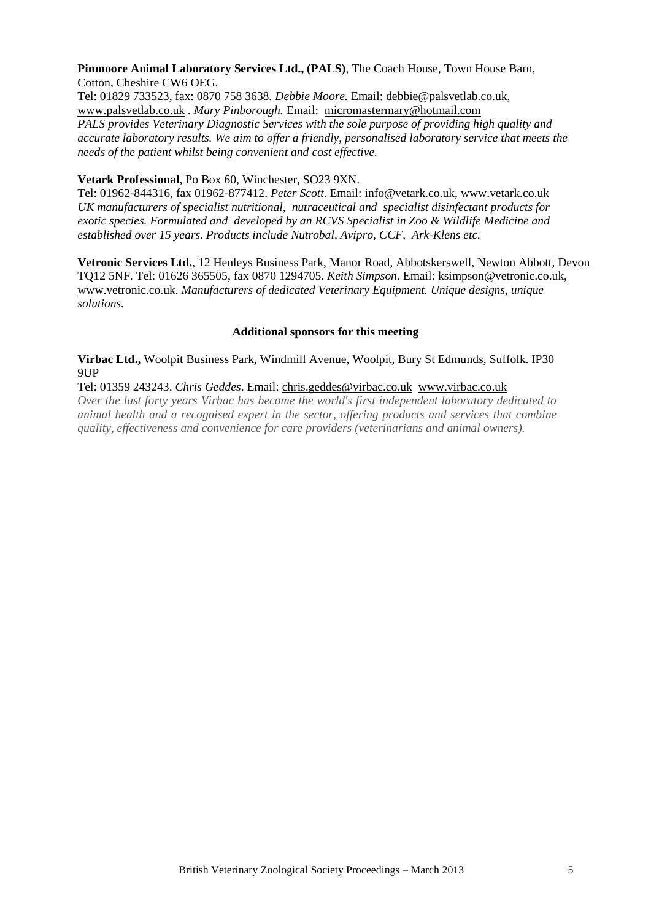**Pinmoore Animal Laboratory Services Ltd., (PALS)**, The Coach House, Town House Barn, Cotton, Cheshire CW6 OEG.
Tel: 01829 733523, fax: 0870 758 3638. *Debbie Moore.* Email: debbie@palsvetlab.co.uk, www.palsvetlab.co.uk . *Mary Pinborough.* Email: micromastermary@hotmail.com
*PALS provides Veterinary Diagnostic Services with the sole purpose of providing high quality and accurate laboratory results. We aim to offer a friendly, personalised laboratory service that meets the needs of the patient whilst being convenient and cost effective.*

**Vetark Professional**, Po Box 60, Winchester, SO23 9XN.
Tel: 01962-844316, fax 01962-877412. *Peter Scott*. Email: info@vetark.co.uk, www.vetark.co.uk
*UK manufacturers of specialist nutritional, nutraceutical and specialist disinfectant products for exotic species. Formulated and developed by an RCVS Specialist in Zoo & Wildlife Medicine and established over 15 years. Products include Nutrobal, Avipro, CCF, Ark-Klens etc.*

**Vetronic Services Ltd.**, 12 Henleys Business Park, Manor Road, Abbotskerswell, Newton Abbott, Devon TQ12 5NF. Tel: 01626 365505, fax 0870 1294705. *Keith Simpson*. Email: ksimpson@vetronic.co.uk, www.vetronic.co.uk. *Manufacturers of dedicated Veterinary Equipment. Unique designs, unique solutions.*

### Additional sponsors for this meeting

**Virbac Ltd.,** Woolpit Business Park, Windmill Avenue, Woolpit, Bury St Edmunds, Suffolk. IP30 9UP
Tel: 01359 243243. *Chris Geddes*. Email: chris.geddes@virbac.co.uk www.virbac.co.uk
*Over the last forty years Virbac has become the world's first independent laboratory dedicated to animal health and a recognised expert in the sector, offering products and services that combine quality, effectiveness and convenience for care providers (veterinarians and animal owners).*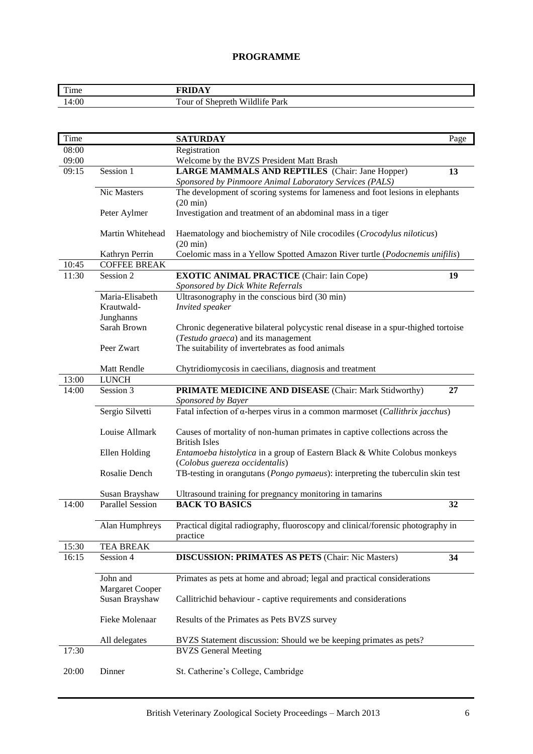# PROGRAMME

| Time | | FRIDAY |
|---|---|---|
| 14:00 | | Tour of Shepreth Wildlife Park |

| Time | | SATURDAY | Page |
|---|---|---|---|
| 08:00 | | Registration | |
| 09:00 | | Welcome by the BVZS President Matt Brash | |
| 09:15 | Session 1 | **LARGE MAMMALS AND REPTILES** (Chair: Jane Hopper) *Sponsored by Pinmoore Animal Laboratory Services (PALS)* | **13** |
| | Nic Masters | The development of scoring systems for lameness and foot lesions in elephants (20 min) | |
| | Peter Aylmer | Investigation and treatment of an abdominal mass in a tiger | |
| | Martin Whitehead | Haematology and biochemistry of Nile crocodiles (*Crocodylus niloticus*) (20 min) | |
| | Kathryn Perrin | Coelomic mass in a Yellow Spotted Amazon River turtle (*Podocnemis unifilis*) | |
| 10:45 | COFFEE BREAK | | |
| 11:30 | Session 2 | **EXOTIC ANIMAL PRACTICE** (Chair: Iain Cope) *Sponsored by Dick White Referrals* | **19** |
| | Maria-Elisabeth Krautwald-Junghanns | Ultrasonography in the conscious bird (30 min) *Invited speaker* | |
| | Sarah Brown | Chronic degenerative bilateral polycystic renal disease in a spur-thighed tortoise (*Testudo graeca*) and its management | |
| | Peer Zwart | The suitability of invertebrates as food animals | |
| | Matt Rendle | Chytridiomycosis in caecilians, diagnosis and treatment | |
| 13:00 | LUNCH | | |
| 14:00 | Session 3 | **PRIMATE MEDICINE AND DISEASE** (Chair: Mark Stidworthy) *Sponsored by Bayer* | **27** |
| | Sergio Silvetti | Fatal infection of α-herpes virus in a common marmoset (*Callithrix jacchus*) | |
| | Louise Allmark | Causes of mortality of non-human primates in captive collections across the British Isles | |
| | Ellen Holding | *Entamoeba histolytica* in a group of Eastern Black & White Colobus monkeys (*Colobus guereza occidentalis*) | |
| | Rosalie Dench | TB-testing in orangutans (*Pongo pymaeus*): interpreting the tuberculin skin test | |
| | Susan Brayshaw | Ultrasound training for pregnancy monitoring in tamarins | |
| 14:00 | Parallel Session | **BACK TO BASICS** | **32** |
| | Alan Humphreys | Practical digital radiography, fluoroscopy and clinical/forensic photography in practice | |
| 15:30 | TEA BREAK | | |
| 16:15 | Session 4 | **DISCUSSION: PRIMATES AS PETS** (Chair: Nic Masters) | **34** |
| | John and Margaret Cooper | Primates as pets at home and abroad; legal and practical considerations | |
| | Susan Brayshaw | Callitrichid behaviour - captive requirements and considerations | |
| | Fieke Molenaar | Results of the Primates as Pets BVZS survey | |
| | All delegates | BVZS Statement discussion: Should we be keeping primates as pets? | |
| 17:30 | | BVZS General Meeting | |
| 20:00 | Dinner | St. Catherine's College, Cambridge | |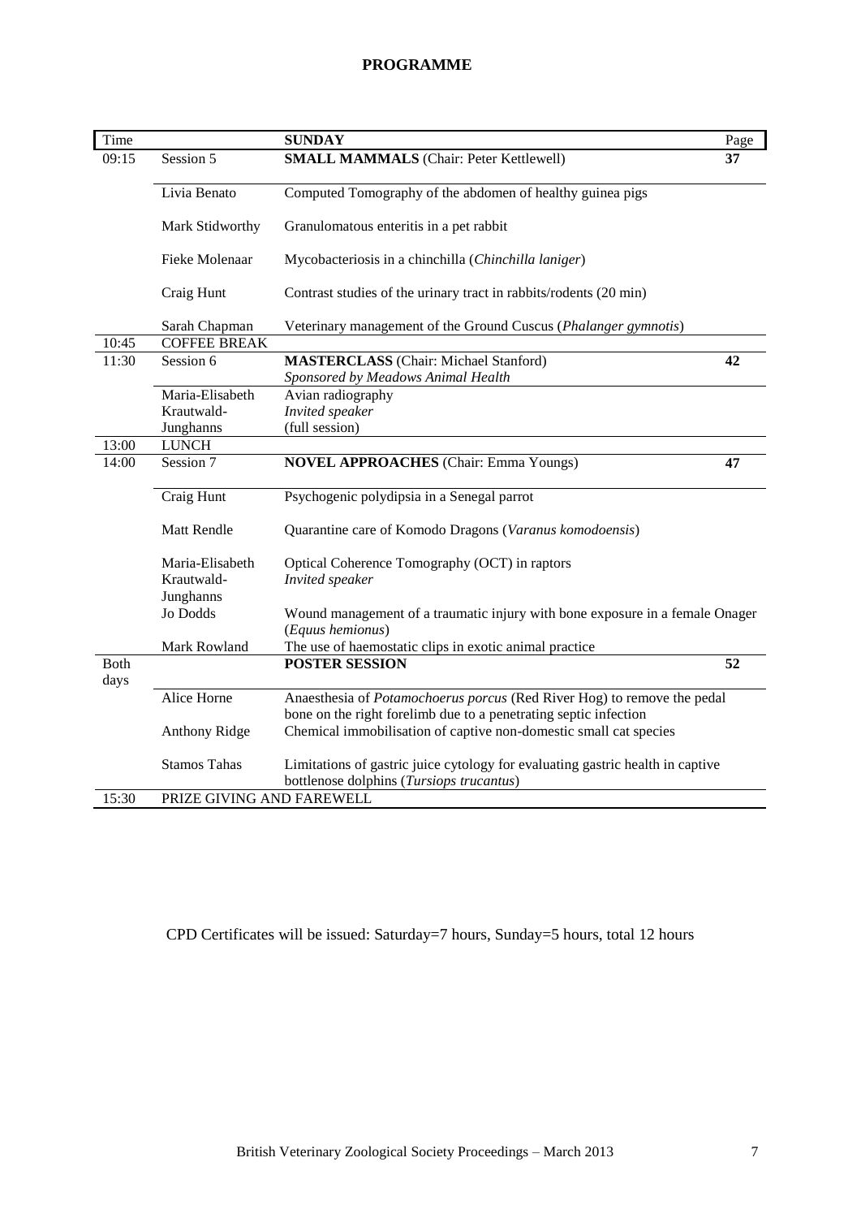# PROGRAMME

| Time | | SUNDAY | Page |
|---|---|---|---|
| 09:15 | Session 5 | **SMALL MAMMALS** (Chair: Peter Kettlewell) | **37** |
| | Livia Benato | Computed Tomography of the abdomen of healthy guinea pigs | |
| | Mark Stidworthy | Granulomatous enteritis in a pet rabbit | |
| | Fieke Molenaar | Mycobacteriosis in a chinchilla (*Chinchilla laniger*) | |
| | Craig Hunt | Contrast studies of the urinary tract in rabbits/rodents (20 min) | |
| | Sarah Chapman | Veterinary management of the Ground Cuscus (*Phalanger gymnotis*) | |
| 10:45 | COFFEE BREAK | | |
| 11:30 | Session 6 | **MASTERCLASS** (Chair: Michael Stanford) *Sponsored by Meadows Animal Health* | **42** |
| | Maria-Elisabeth Krautwald-Junghanns | Avian radiography *Invited speaker* (full session) | |
| 13:00 | LUNCH | | |
| 14:00 | Session 7 | **NOVEL APPROACHES** (Chair: Emma Youngs) | **47** |
| | Craig Hunt | Psychogenic polydipsia in a Senegal parrot | |
| | Matt Rendle | Quarantine care of Komodo Dragons (*Varanus komodoensis*) | |
| | Maria-Elisabeth Krautwald-Junghanns | Optical Coherence Tomography (OCT) in raptors *Invited speaker* | |
| | Jo Dodds | Wound management of a traumatic injury with bone exposure in a female Onager (*Equus hemionus*) | |
| | Mark Rowland | The use of haemostatic clips in exotic animal practice | |
| Both days | | **POSTER SESSION** | **52** |
| | Alice Horne | Anaesthesia of *Potamochoerus porcus* (Red River Hog) to remove the pedal bone on the right forelimb due to a penetrating septic infection | |
| | Anthony Ridge | Chemical immobilisation of captive non-domestic small cat species | |
| | Stamos Tahas | Limitations of gastric juice cytology for evaluating gastric health in captive bottlenose dolphins (*Tursiops trucantus*) | |
| 15:30 | PRIZE GIVING AND FAREWELL | | |

CPD Certificates will be issued: Saturday=7 hours, Sunday=5 hours, total 12 hours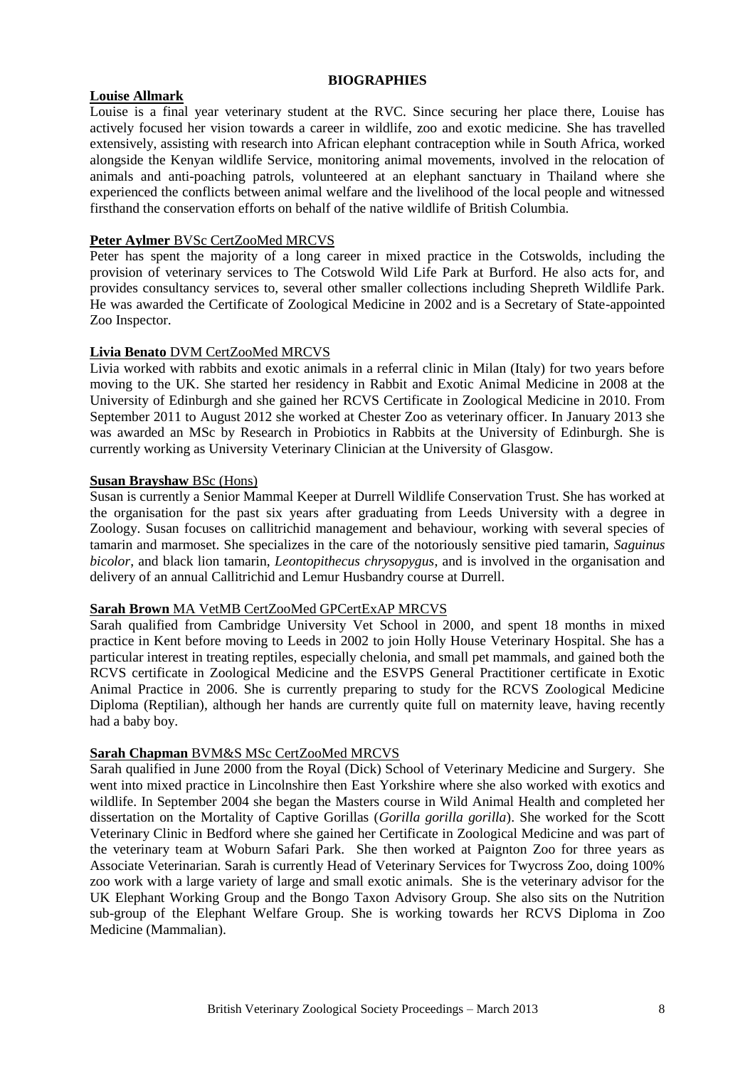# BIOGRAPHIES

**Louise Allmark**

Louise is a final year veterinary student at the RVC. Since securing her place there, Louise has actively focused her vision towards a career in wildlife, zoo and exotic medicine. She has travelled extensively, assisting with research into African elephant contraception while in South Africa, worked alongside the Kenyan wildlife Service, monitoring animal movements, involved in the relocation of animals and anti-poaching patrols, volunteered at an elephant sanctuary in Thailand where she experienced the conflicts between animal welfare and the livelihood of the local people and witnessed firsthand the conservation efforts on behalf of the native wildlife of British Columbia.

**Peter Aylmer** BVSc CertZooMed MRCVS

Peter has spent the majority of a long career in mixed practice in the Cotswolds, including the provision of veterinary services to The Cotswold Wild Life Park at Burford. He also acts for, and provides consultancy services to, several other smaller collections including Shepreth Wildlife Park. He was awarded the Certificate of Zoological Medicine in 2002 and is a Secretary of State-appointed Zoo Inspector.

**Livia Benato** DVM CertZooMed MRCVS

Livia worked with rabbits and exotic animals in a referral clinic in Milan (Italy) for two years before moving to the UK. She started her residency in Rabbit and Exotic Animal Medicine in 2008 at the University of Edinburgh and she gained her RCVS Certificate in Zoological Medicine in 2010. From September 2011 to August 2012 she worked at Chester Zoo as veterinary officer. In January 2013 she was awarded an MSc by Research in Probiotics in Rabbits at the University of Edinburgh. She is currently working as University Veterinary Clinician at the University of Glasgow.

**Susan Brayshaw** BSc (Hons)

Susan is currently a Senior Mammal Keeper at Durrell Wildlife Conservation Trust. She has worked at the organisation for the past six years after graduating from Leeds University with a degree in Zoology. Susan focuses on callitrichid management and behaviour, working with several species of tamarin and marmoset. She specializes in the care of the notoriously sensitive pied tamarin, *Saguinus bicolor*, and black lion tamarin, *Leontopithecus chrysopygus*, and is involved in the organisation and delivery of an annual Callitrichid and Lemur Husbandry course at Durrell.

**Sarah Brown** MA VetMB CertZooMed GPCertExAP MRCVS

Sarah qualified from Cambridge University Vet School in 2000, and spent 18 months in mixed practice in Kent before moving to Leeds in 2002 to join Holly House Veterinary Hospital. She has a particular interest in treating reptiles, especially chelonia, and small pet mammals, and gained both the RCVS certificate in Zoological Medicine and the ESVPS General Practitioner certificate in Exotic Animal Practice in 2006. She is currently preparing to study for the RCVS Zoological Medicine Diploma (Reptilian), although her hands are currently quite full on maternity leave, having recently had a baby boy.

**Sarah Chapman** BVM&S MSc CertZooMed MRCVS

Sarah qualified in June 2000 from the Royal (Dick) School of Veterinary Medicine and Surgery. She went into mixed practice in Lincolnshire then East Yorkshire where she also worked with exotics and wildlife. In September 2004 she began the Masters course in Wild Animal Health and completed her dissertation on the Mortality of Captive Gorillas (*Gorilla gorilla gorilla*). She worked for the Scott Veterinary Clinic in Bedford where she gained her Certificate in Zoological Medicine and was part of the veterinary team at Woburn Safari Park. She then worked at Paignton Zoo for three years as Associate Veterinarian. Sarah is currently Head of Veterinary Services for Twycross Zoo, doing 100% zoo work with a large variety of large and small exotic animals. She is the veterinary advisor for the UK Elephant Working Group and the Bongo Taxon Advisory Group. She also sits on the Nutrition sub-group of the Elephant Welfare Group. She is working towards her RCVS Diploma in Zoo Medicine (Mammalian).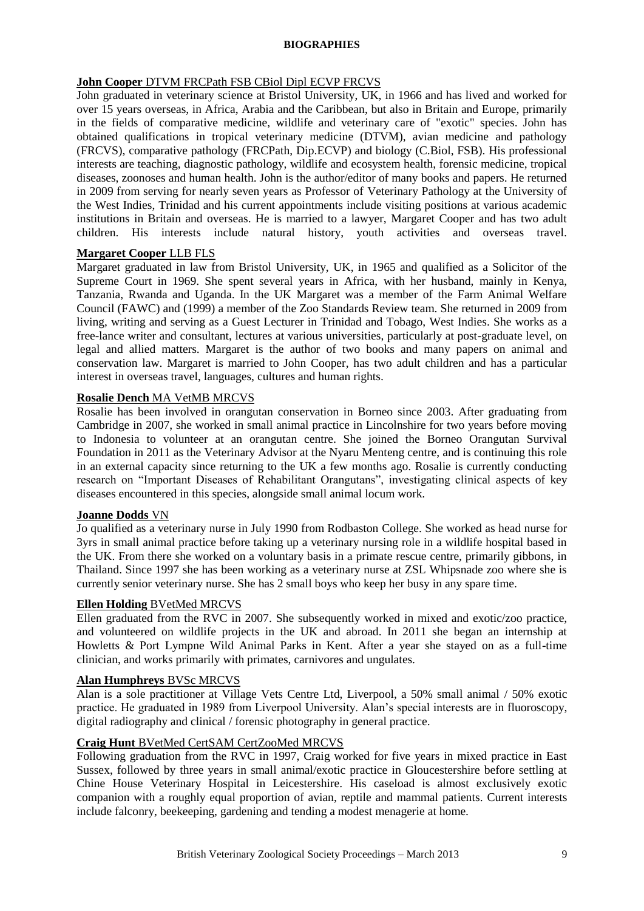# BIOGRAPHIES

**John Cooper** DTVM FRCPath FSB CBiol Dipl ECVP FRCVS

John graduated in veterinary science at Bristol University, UK, in 1966 and has lived and worked for over 15 years overseas, in Africa, Arabia and the Caribbean, but also in Britain and Europe, primarily in the fields of comparative medicine, wildlife and veterinary care of "exotic" species. John has obtained qualifications in tropical veterinary medicine (DTVM), avian medicine and pathology (FRCVS), comparative pathology (FRCPath, Dip.ECVP) and biology (C.Biol, FSB). His professional interests are teaching, diagnostic pathology, wildlife and ecosystem health, forensic medicine, tropical diseases, zoonoses and human health. John is the author/editor of many books and papers. He returned in 2009 from serving for nearly seven years as Professor of Veterinary Pathology at the University of the West Indies, Trinidad and his current appointments include visiting positions at various academic institutions in Britain and overseas. He is married to a lawyer, Margaret Cooper and has two adult children. His interests include natural history, youth activities and overseas travel.

**Margaret Cooper** LLB FLS

Margaret graduated in law from Bristol University, UK, in 1965 and qualified as a Solicitor of the Supreme Court in 1969. She spent several years in Africa, with her husband, mainly in Kenya, Tanzania, Rwanda and Uganda. In the UK Margaret was a member of the Farm Animal Welfare Council (FAWC) and (1999) a member of the Zoo Standards Review team. She returned in 2009 from living, writing and serving as a Guest Lecturer in Trinidad and Tobago, West Indies. She works as a free-lance writer and consultant, lectures at various universities, particularly at post-graduate level, on legal and allied matters. Margaret is the author of two books and many papers on animal and conservation law. Margaret is married to John Cooper, has two adult children and has a particular interest in overseas travel, languages, cultures and human rights.

**Rosalie Dench** MA VetMB MRCVS

Rosalie has been involved in orangutan conservation in Borneo since 2003. After graduating from Cambridge in 2007, she worked in small animal practice in Lincolnshire for two years before moving to Indonesia to volunteer at an orangutan centre. She joined the Borneo Orangutan Survival Foundation in 2011 as the Veterinary Advisor at the Nyaru Menteng centre, and is continuing this role in an external capacity since returning to the UK a few months ago. Rosalie is currently conducting research on "Important Diseases of Rehabilitant Orangutans", investigating clinical aspects of key diseases encountered in this species, alongside small animal locum work.

**Joanne Dodds** VN

Jo qualified as a veterinary nurse in July 1990 from Rodbaston College. She worked as head nurse for 3yrs in small animal practice before taking up a veterinary nursing role in a wildlife hospital based in the UK. From there she worked on a voluntary basis in a primate rescue centre, primarily gibbons, in Thailand. Since 1997 she has been working as a veterinary nurse at ZSL Whipsnade zoo where she is currently senior veterinary nurse. She has 2 small boys who keep her busy in any spare time.

**Ellen Holding** BVetMed MRCVS

Ellen graduated from the RVC in 2007. She subsequently worked in mixed and exotic/zoo practice, and volunteered on wildlife projects in the UK and abroad. In 2011 she began an internship at Howletts & Port Lympne Wild Animal Parks in Kent. After a year she stayed on as a full-time clinician, and works primarily with primates, carnivores and ungulates.

**Alan Humphreys** BVSc MRCVS

Alan is a sole practitioner at Village Vets Centre Ltd, Liverpool, a 50% small animal / 50% exotic practice. He graduated in 1989 from Liverpool University. Alan's special interests are in fluoroscopy, digital radiography and clinical / forensic photography in general practice.

**Craig Hunt** BVetMed CertSAM CertZooMed MRCVS

Following graduation from the RVC in 1997, Craig worked for five years in mixed practice in East Sussex, followed by three years in small animal/exotic practice in Gloucestershire before settling at Chine House Veterinary Hospital in Leicestershire. His caseload is almost exclusively exotic companion with a roughly equal proportion of avian, reptile and mammal patients. Current interests include falconry, beekeeping, gardening and tending a modest menagerie at home.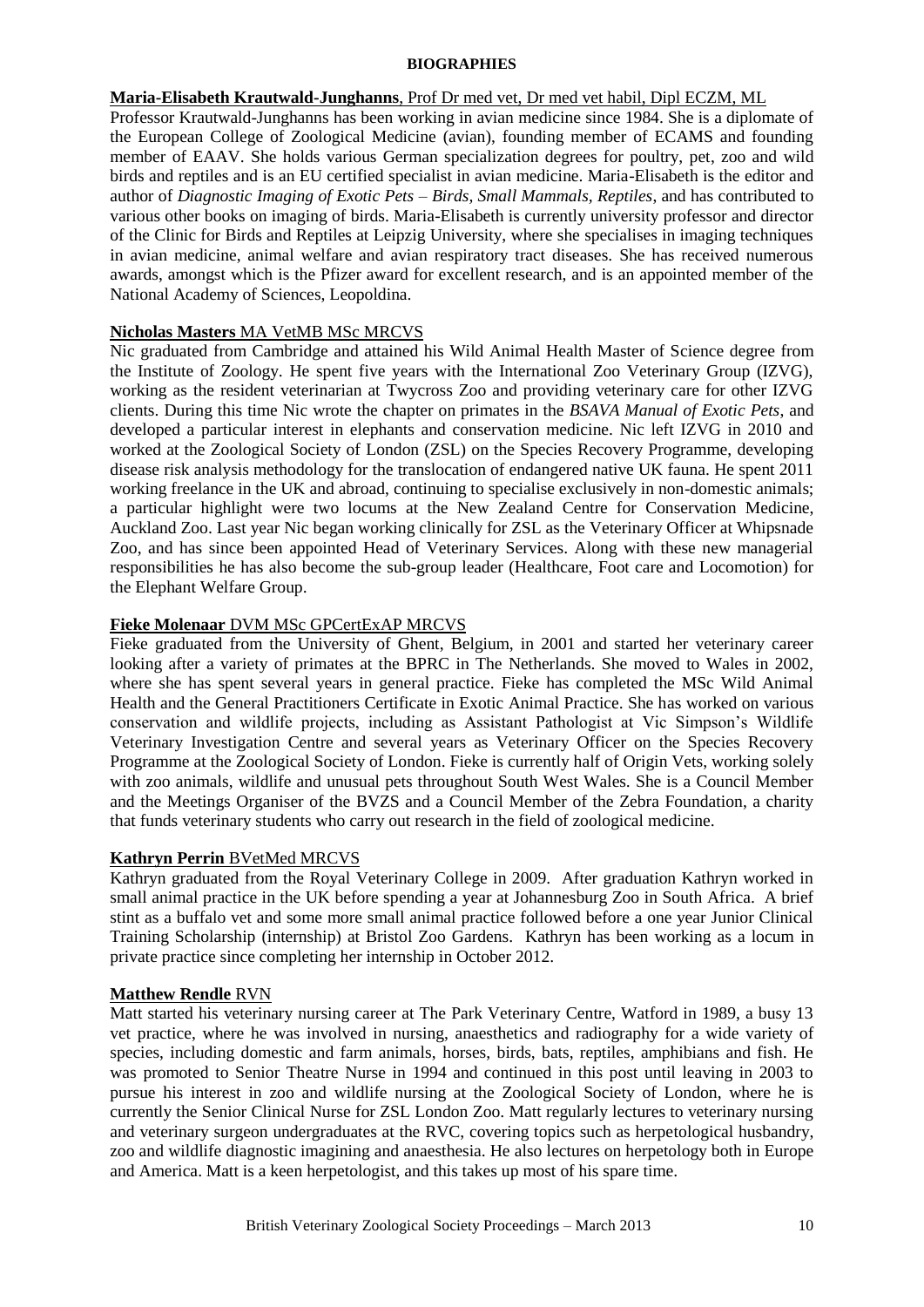# BIOGRAPHIES

**Maria-Elisabeth Krautwald-Junghanns**, Prof Dr med vet, Dr med vet habil, Dipl ECZM, ML

Professor Krautwald-Junghanns has been working in avian medicine since 1984. She is a diplomate of the European College of Zoological Medicine (avian), founding member of ECAMS and founding member of EAAV. She holds various German specialization degrees for poultry, pet, zoo and wild birds and reptiles and is an EU certified specialist in avian medicine. Maria-Elisabeth is the editor and author of *Diagnostic Imaging of Exotic Pets – Birds, Small Mammals, Reptiles*, and has contributed to various other books on imaging of birds. Maria-Elisabeth is currently university professor and director of the Clinic for Birds and Reptiles at Leipzig University, where she specialises in imaging techniques in avian medicine, animal welfare and avian respiratory tract diseases. She has received numerous awards, amongst which is the Pfizer award for excellent research, and is an appointed member of the National Academy of Sciences, Leopoldina.

**Nicholas Masters** MA VetMB MSc MRCVS

Nic graduated from Cambridge and attained his Wild Animal Health Master of Science degree from the Institute of Zoology. He spent five years with the International Zoo Veterinary Group (IZVG), working as the resident veterinarian at Twycross Zoo and providing veterinary care for other IZVG clients. During this time Nic wrote the chapter on primates in the *BSAVA Manual of Exotic Pets*, and developed a particular interest in elephants and conservation medicine. Nic left IZVG in 2010 and worked at the Zoological Society of London (ZSL) on the Species Recovery Programme, developing disease risk analysis methodology for the translocation of endangered native UK fauna. He spent 2011 working freelance in the UK and abroad, continuing to specialise exclusively in non-domestic animals; a particular highlight were two locums at the New Zealand Centre for Conservation Medicine, Auckland Zoo. Last year Nic began working clinically for ZSL as the Veterinary Officer at Whipsnade Zoo, and has since been appointed Head of Veterinary Services. Along with these new managerial responsibilities he has also become the sub-group leader (Healthcare, Foot care and Locomotion) for the Elephant Welfare Group.

**Fieke Molenaar** DVM MSc GPCertExAP MRCVS

Fieke graduated from the University of Ghent, Belgium, in 2001 and started her veterinary career looking after a variety of primates at the BPRC in The Netherlands. She moved to Wales in 2002, where she has spent several years in general practice. Fieke has completed the MSc Wild Animal Health and the General Practitioners Certificate in Exotic Animal Practice. She has worked on various conservation and wildlife projects, including as Assistant Pathologist at Vic Simpson's Wildlife Veterinary Investigation Centre and several years as Veterinary Officer on the Species Recovery Programme at the Zoological Society of London. Fieke is currently half of Origin Vets, working solely with zoo animals, wildlife and unusual pets throughout South West Wales. She is a Council Member and the Meetings Organiser of the BVZS and a Council Member of the Zebra Foundation, a charity that funds veterinary students who carry out research in the field of zoological medicine.

**Kathryn Perrin** BVetMed MRCVS

Kathryn graduated from the Royal Veterinary College in 2009. After graduation Kathryn worked in small animal practice in the UK before spending a year at Johannesburg Zoo in South Africa. A brief stint as a buffalo vet and some more small animal practice followed before a one year Junior Clinical Training Scholarship (internship) at Bristol Zoo Gardens. Kathryn has been working as a locum in private practice since completing her internship in October 2012.

**Matthew Rendle** RVN

Matt started his veterinary nursing career at The Park Veterinary Centre, Watford in 1989, a busy 13 vet practice, where he was involved in nursing, anaesthetics and radiography for a wide variety of species, including domestic and farm animals, horses, birds, bats, reptiles, amphibians and fish. He was promoted to Senior Theatre Nurse in 1994 and continued in this post until leaving in 2003 to pursue his interest in zoo and wildlife nursing at the Zoological Society of London, where he is currently the Senior Clinical Nurse for ZSL London Zoo. Matt regularly lectures to veterinary nursing and veterinary surgeon undergraduates at the RVC, covering topics such as herpetological husbandry, zoo and wildlife diagnostic imagining and anaesthesia. He also lectures on herpetology both in Europe and America. Matt is a keen herpetologist, and this takes up most of his spare time.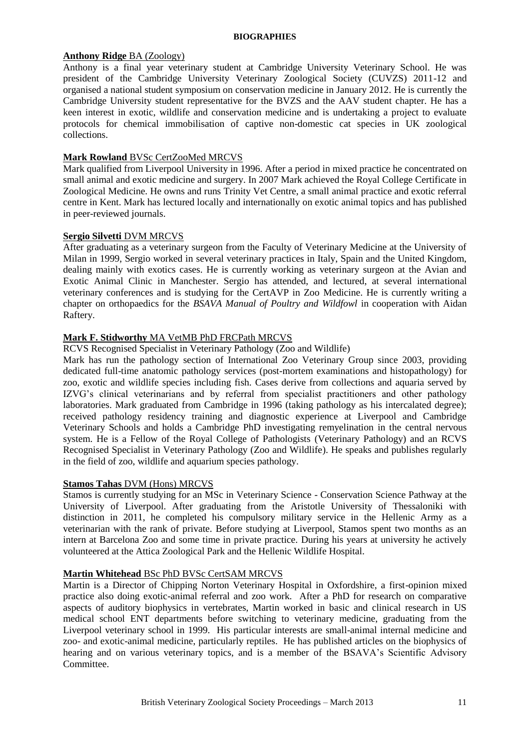# BIOGRAPHIES

**Anthony Ridge** BA (Zoology)

Anthony is a final year veterinary student at Cambridge University Veterinary School. He was president of the Cambridge University Veterinary Zoological Society (CUVZS) 2011-12 and organised a national student symposium on conservation medicine in January 2012. He is currently the Cambridge University student representative for the BVZS and the AAV student chapter. He has a keen interest in exotic, wildlife and conservation medicine and is undertaking a project to evaluate protocols for chemical immobilisation of captive non-domestic cat species in UK zoological collections.

**Mark Rowland** BVSc CertZooMed MRCVS

Mark qualified from Liverpool University in 1996. After a period in mixed practice he concentrated on small animal and exotic medicine and surgery. In 2007 Mark achieved the Royal College Certificate in Zoological Medicine. He owns and runs Trinity Vet Centre, a small animal practice and exotic referral centre in Kent. Mark has lectured locally and internationally on exotic animal topics and has published in peer-reviewed journals.

**Sergio Silvetti** DVM MRCVS

After graduating as a veterinary surgeon from the Faculty of Veterinary Medicine at the University of Milan in 1999, Sergio worked in several veterinary practices in Italy, Spain and the United Kingdom, dealing mainly with exotics cases. He is currently working as veterinary surgeon at the Avian and Exotic Animal Clinic in Manchester. Sergio has attended, and lectured, at several international veterinary conferences and is studying for the CertAVP in Zoo Medicine. He is currently writing a chapter on orthopaedics for the *BSAVA Manual of Poultry and Wildfowl* in cooperation with Aidan Raftery.

**Mark F. Stidworthy** MA VetMB PhD FRCPath MRCVS

RCVS Recognised Specialist in Veterinary Pathology (Zoo and Wildlife)

Mark has run the pathology section of International Zoo Veterinary Group since 2003, providing dedicated full-time anatomic pathology services (post-mortem examinations and histopathology) for zoo, exotic and wildlife species including fish. Cases derive from collections and aquaria served by IZVG's clinical veterinarians and by referral from specialist practitioners and other pathology laboratories. Mark graduated from Cambridge in 1996 (taking pathology as his intercalated degree); received pathology residency training and diagnostic experience at Liverpool and Cambridge Veterinary Schools and holds a Cambridge PhD investigating remyelination in the central nervous system. He is a Fellow of the Royal College of Pathologists (Veterinary Pathology) and an RCVS Recognised Specialist in Veterinary Pathology (Zoo and Wildlife). He speaks and publishes regularly in the field of zoo, wildlife and aquarium species pathology.

**Stamos Tahas** DVM (Hons) MRCVS

Stamos is currently studying for an MSc in Veterinary Science - Conservation Science Pathway at the University of Liverpool. After graduating from the Aristotle University of Thessaloniki with distinction in 2011, he completed his compulsory military service in the Hellenic Army as a veterinarian with the rank of private. Before studying at Liverpool, Stamos spent two months as an intern at Barcelona Zoo and some time in private practice. During his years at university he actively volunteered at the Attica Zoological Park and the Hellenic Wildlife Hospital.

**Martin Whitehead** BSc PhD BVSc CertSAM MRCVS

Martin is a Director of Chipping Norton Veterinary Hospital in Oxfordshire, a first-opinion mixed practice also doing exotic-animal referral and zoo work. After a PhD for research on comparative aspects of auditory biophysics in vertebrates, Martin worked in basic and clinical research in US medical school ENT departments before switching to veterinary medicine, graduating from the Liverpool veterinary school in 1999. His particular interests are small-animal internal medicine and zoo- and exotic-animal medicine, particularly reptiles. He has published articles on the biophysics of hearing and on various veterinary topics, and is a member of the BSAVA's Scientific Advisory Committee.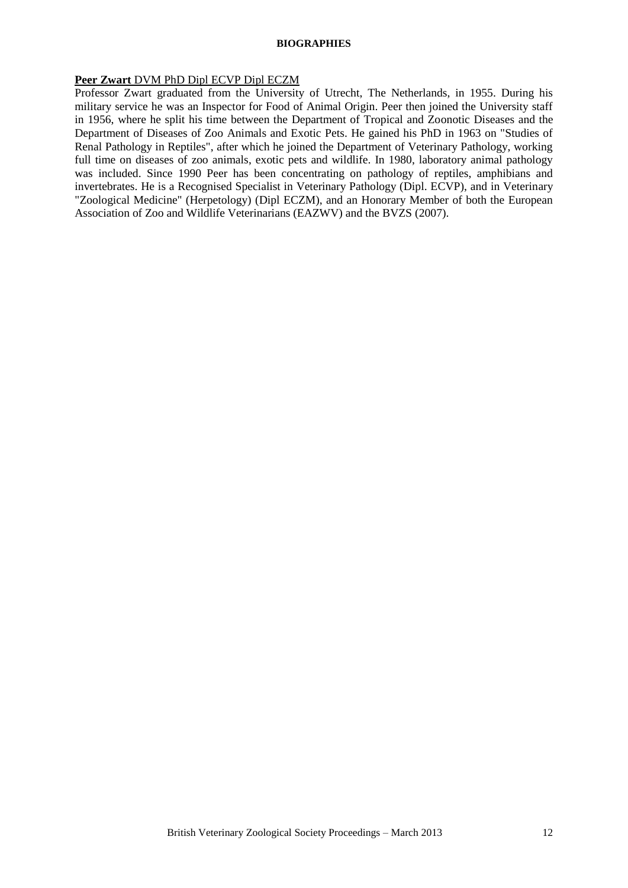**BIOGRAPHIES**

**Peer Zwart** DVM PhD Dipl ECVP Dipl ECZM

Professor Zwart graduated from the University of Utrecht, The Netherlands, in 1955. During his military service he was an Inspector for Food of Animal Origin. Peer then joined the University staff in 1956, where he split his time between the Department of Tropical and Zoonotic Diseases and the Department of Diseases of Zoo Animals and Exotic Pets. He gained his PhD in 1963 on "Studies of Renal Pathology in Reptiles", after which he joined the Department of Veterinary Pathology, working full time on diseases of zoo animals, exotic pets and wildlife. In 1980, laboratory animal pathology was included. Since 1990 Peer has been concentrating on pathology of reptiles, amphibians and invertebrates. He is a Recognised Specialist in Veterinary Pathology (Dipl. ECVP), and in Veterinary "Zoological Medicine" (Herpetology) (Dipl ECZM), and an Honorary Member of both the European Association of Zoo and Wildlife Veterinarians (EAZWV) and the BVZS (2007).